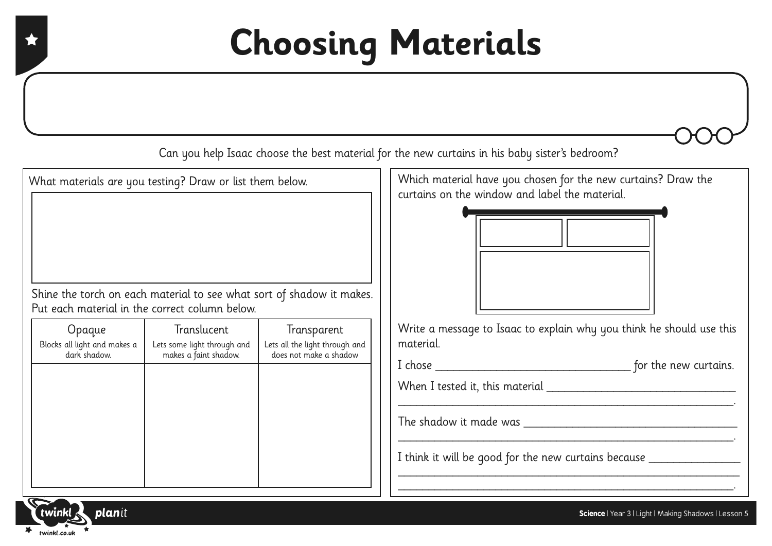# Choosing Materials

Can you help Isaac choose the best material for the new curtains in his baby sister's bedroom?

What materials are you testing? Draw or list them below.

Shine the torch on each material to see what sort of shadow it makes. Put each material in the correct column below.

| Opaque<br>Blocks all light and makes a dark shadow. | Translucent<br>Lets some light through and makes a faint shadow. | Transparent<br>Lets all the light through and does not make a shadow |
| --- | --- | --- |
| | | |

Which material have you chosen for the new curtains? Draw the curtains on the window and label the material.

Write a message to Isaac to explain why you think he should use this material.

I chose ________________________________ for the new curtains.

When I tested it, this material ________________________________
________________________________________________________.

The shadow it made was ________________________________
________________________________________________________.

I think it will be good for the new curtains because ______________
________________________________________________________
________________________________________________________.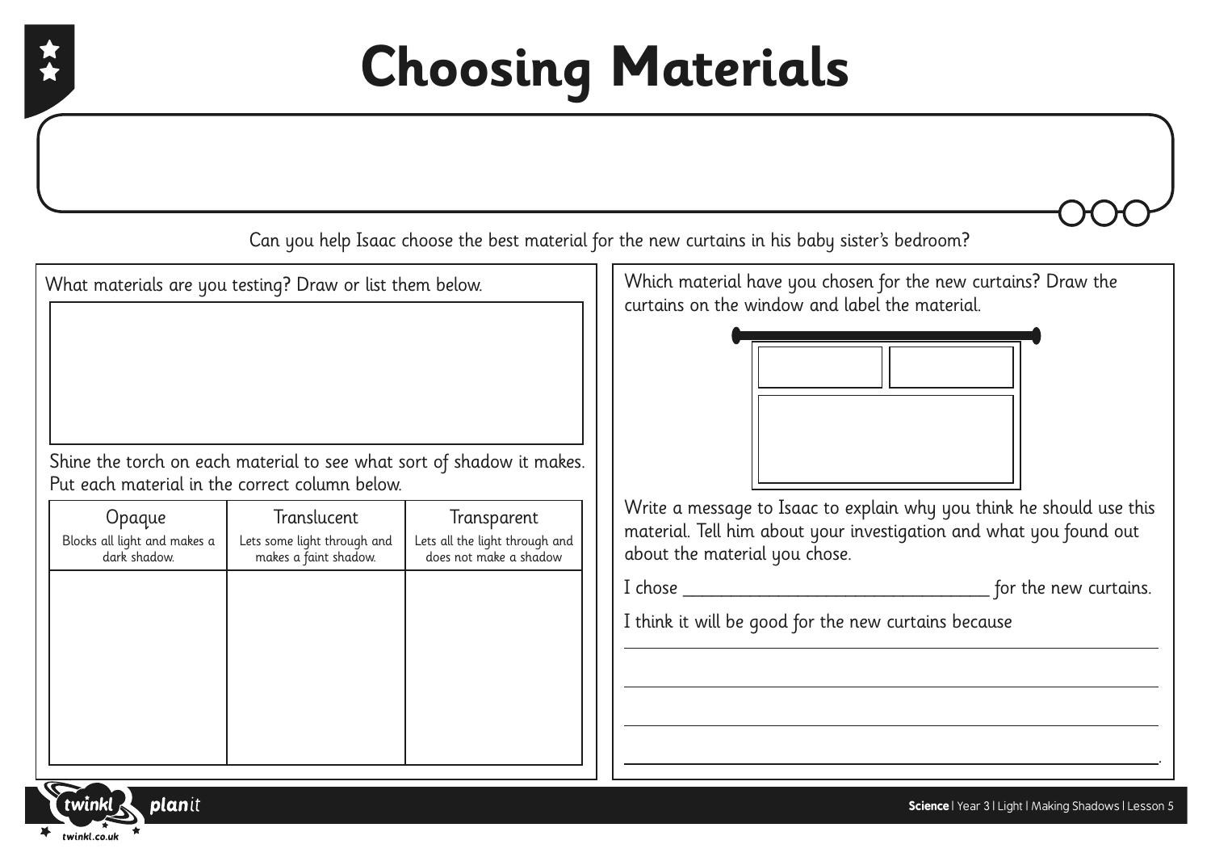# Choosing Materials

Can you help Isaac choose the best material for the new curtains in his baby sister's bedroom?

What materials are you testing? Draw or list them below.

Shine the torch on each material to see what sort of shadow it makes. Put each material in the correct column below.

| Opaque<br>Blocks all light and makes a dark shadow. | Translucent<br>Lets some light through and makes a faint shadow. | Transparent<br>Lets all the light through and does not make a shadow |
|---|---|---|
| | | |

Which material have you chosen for the new curtains? Draw the curtains on the window and label the material.

Write a message to Isaac to explain why you think he should use this material. Tell him about your investigation and what you found out about the material you chose.

I chose ______________________________ for the new curtains.

I think it will be good for the new curtains because

_______________________________________________

_______________________________________________

_______________________________________________

_______________________________________________.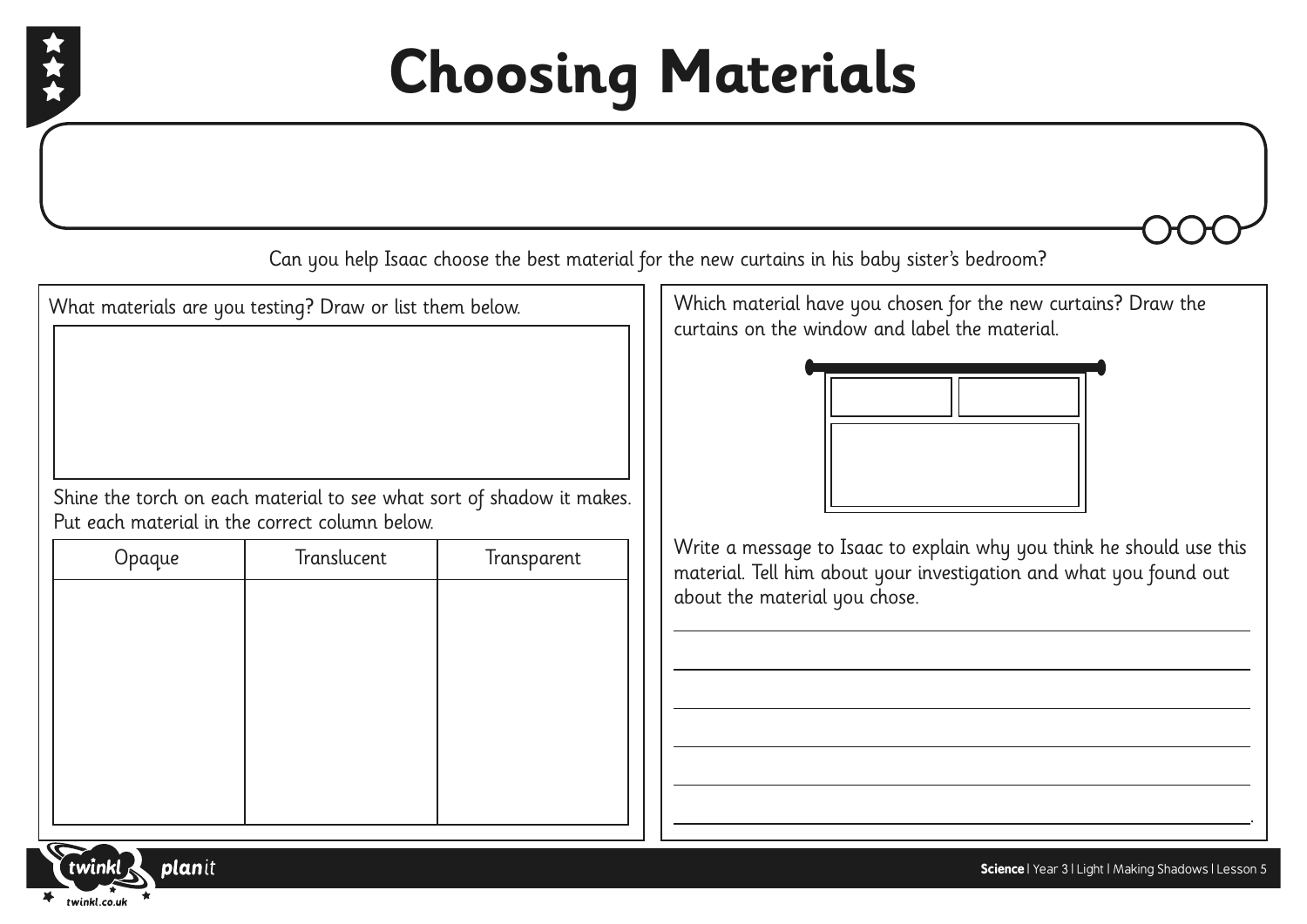# Choosing Materials

Can you help Isaac choose the best material for the new curtains in his baby sister's bedroom?

What materials are you testing? Draw or list them below.

Shine the torch on each material to see what sort of shadow it makes. Put each material in the correct column below.

| Opaque | Translucent | Transparent |
| --- | --- | --- |
| | | |

Which material have you chosen for the new curtains? Draw the curtains on the window and label the material.

Write a message to Isaac to explain why you think he should use this material. Tell him about your investigation and what you found out about the material you chose.